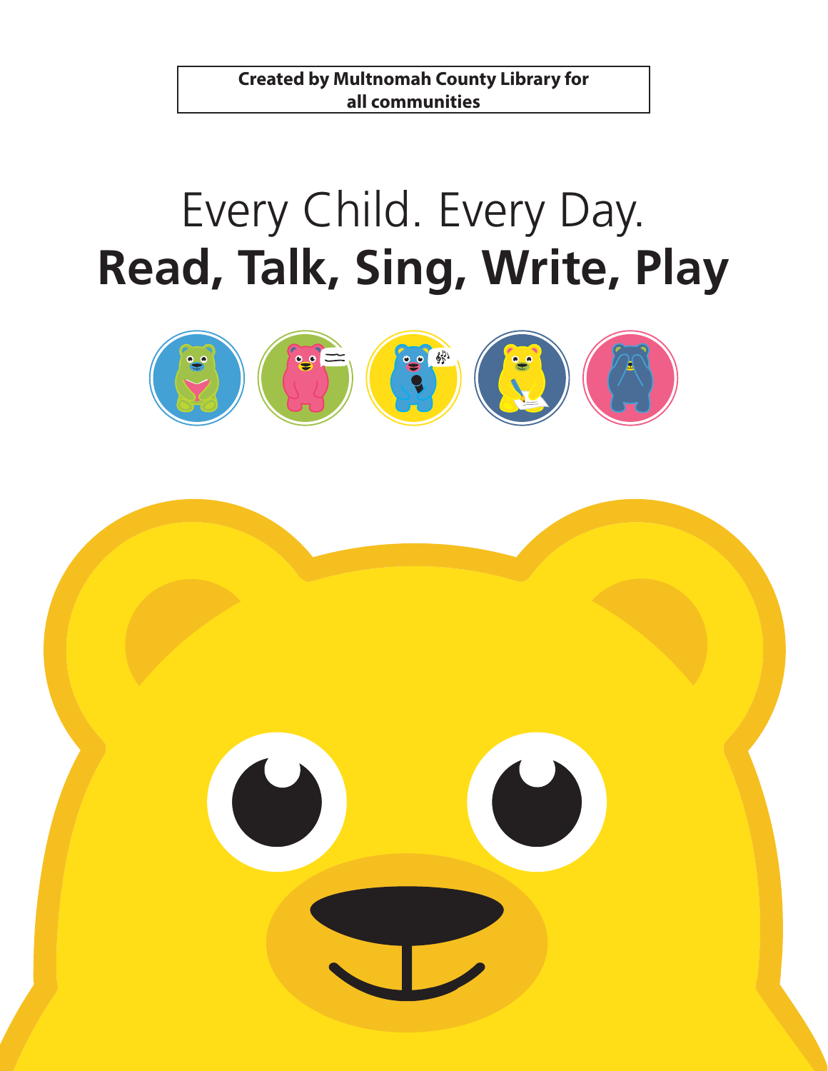**Created by Multnomah County Library for all communities**

# Every Child. Every Day.
# **Read, Talk, Sing, Write, Play**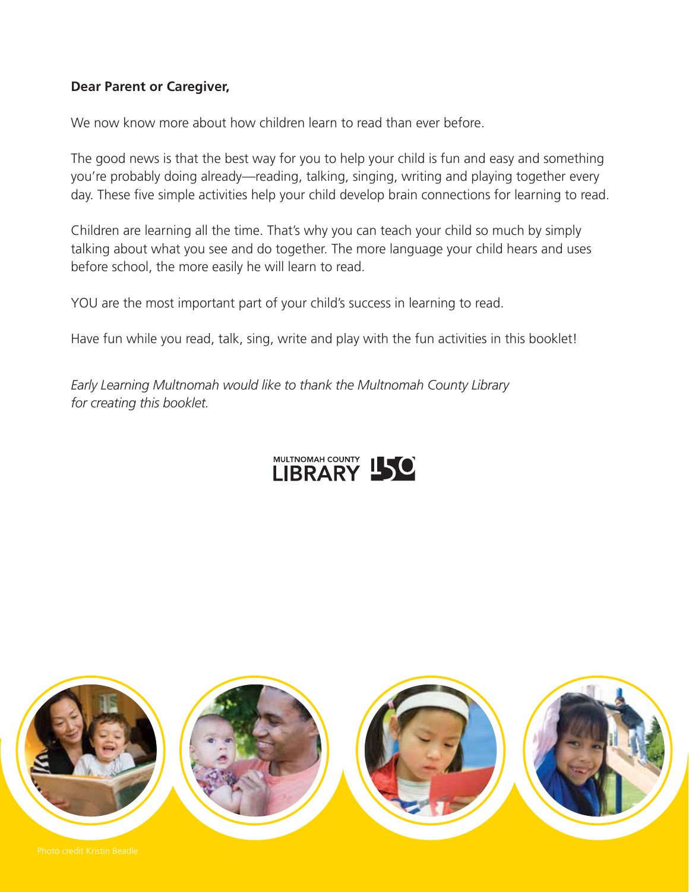**Dear Parent or Caregiver,**

We now know more about how children learn to read than ever before.

The good news is that the best way for you to help your child is fun and easy and something you're probably doing already—reading, talking, singing, writing and playing together every day. These five simple activities help your child develop brain connections for learning to read.

Children are learning all the time. That's why you can teach your child so much by simply talking about what you see and do together. The more language your child hears and uses before school, the more easily he will learn to read.

YOU are the most important part of your child's success in learning to read.

Have fun while you read, talk, sing, write and play with the fun activities in this booklet!

*Early Learning Multnomah would like to thank the Multnomah County Library for creating this booklet.*

MULTNOMAH COUNTY LIBRARY 150

Photo credit Kristin Beadle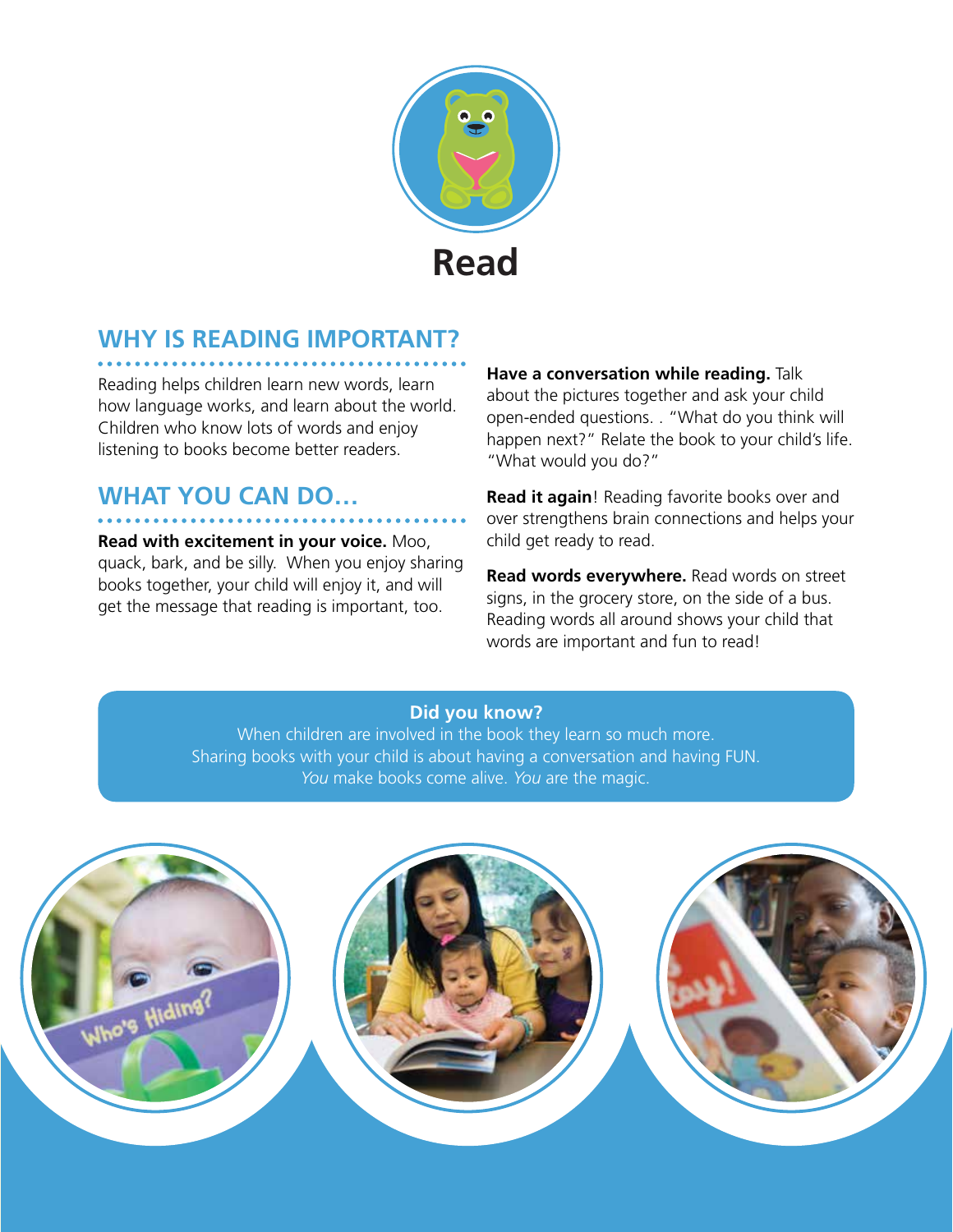# Read

## WHY IS READING IMPORTANT?

Reading helps children learn new words, learn how language works, and learn about the world. Children who know lots of words and enjoy listening to books become better readers.

## WHAT YOU CAN DO…

**Read with excitement in your voice.** Moo, quack, bark, and be silly. When you enjoy sharing books together, your child will enjoy it, and will get the message that reading is important, too.

**Have a conversation while reading.** Talk about the pictures together and ask your child open-ended questions. . "What do you think will happen next?" Relate the book to your child's life. "What would you do?"

**Read it again**! Reading favorite books over and over strengthens brain connections and helps your child get ready to read.

**Read words everywhere.** Read words on street signs, in the grocery store, on the side of a bus. Reading words all around shows your child that words are important and fun to read!

**Did you know?**

When children are involved in the book they learn so much more. Sharing books with your child is about having a conversation and having FUN. *You* make books come alive. *You* are the magic.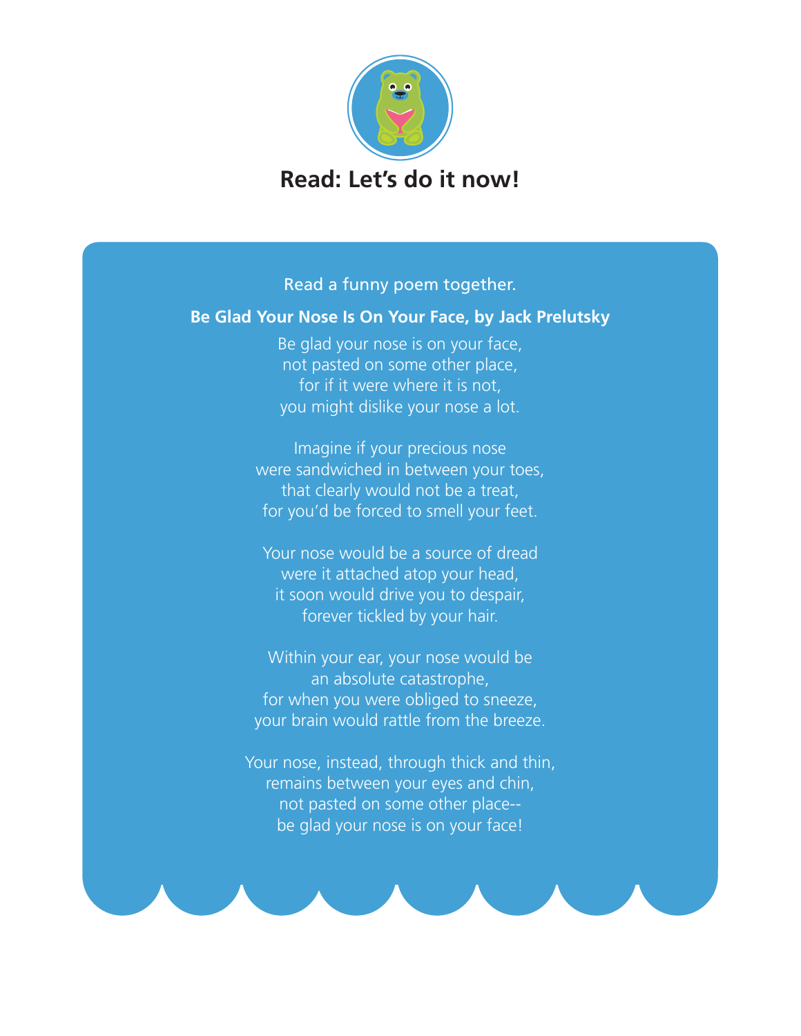# Read: Let's do it now!

Read a funny poem together.

**Be Glad Your Nose Is On Your Face, by Jack Prelutsky**

Be glad your nose is on your face,
not pasted on some other place,
for if it were where it is not,
you might dislike your nose a lot.

Imagine if your precious nose
were sandwiched in between your toes,
that clearly would not be a treat,
for you'd be forced to smell your feet.

Your nose would be a source of dread
were it attached atop your head,
it soon would drive you to despair,
forever tickled by your hair.

Within your ear, your nose would be
an absolute catastrophe,
for when you were obliged to sneeze,
your brain would rattle from the breeze.

Your nose, instead, through thick and thin,
remains between your eyes and chin,
not pasted on some other place--
be glad your nose is on your face!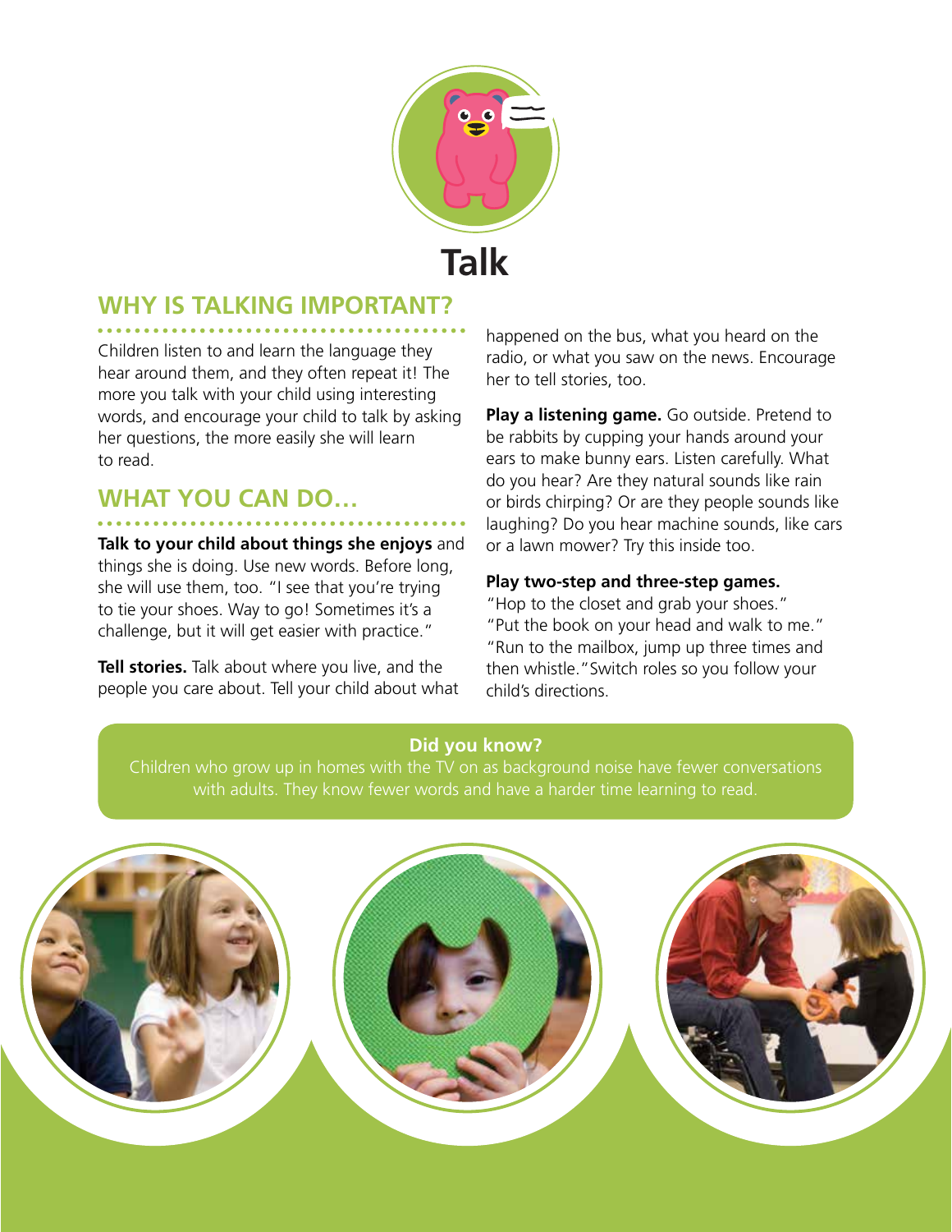# Talk

## WHY IS TALKING IMPORTANT?

Children listen to and learn the language they hear around them, and they often repeat it! The more you talk with your child using interesting words, and encourage your child to talk by asking her questions, the more easily she will learn to read.

## WHAT YOU CAN DO…

**Talk to your child about things she enjoys** and things she is doing. Use new words. Before long, she will use them, too. "I see that you're trying to tie your shoes. Way to go! Sometimes it's a challenge, but it will get easier with practice."

**Tell stories.** Talk about where you live, and the people you care about. Tell your child about what happened on the bus, what you heard on the radio, or what you saw on the news. Encourage her to tell stories, too.

**Play a listening game.** Go outside. Pretend to be rabbits by cupping your hands around your ears to make bunny ears. Listen carefully. What do you hear? Are they natural sounds like rain or birds chirping? Or are they people sounds like laughing? Do you hear machine sounds, like cars or a lawn mower? Try this inside too.

**Play two-step and three-step games.**
"Hop to the closet and grab your shoes."
"Put the book on your head and walk to me."
"Run to the mailbox, jump up three times and then whistle." Switch roles so you follow your child's directions.

**Did you know?**
Children who grow up in homes with the TV on as background noise have fewer conversations with adults. They know fewer words and have a harder time learning to read.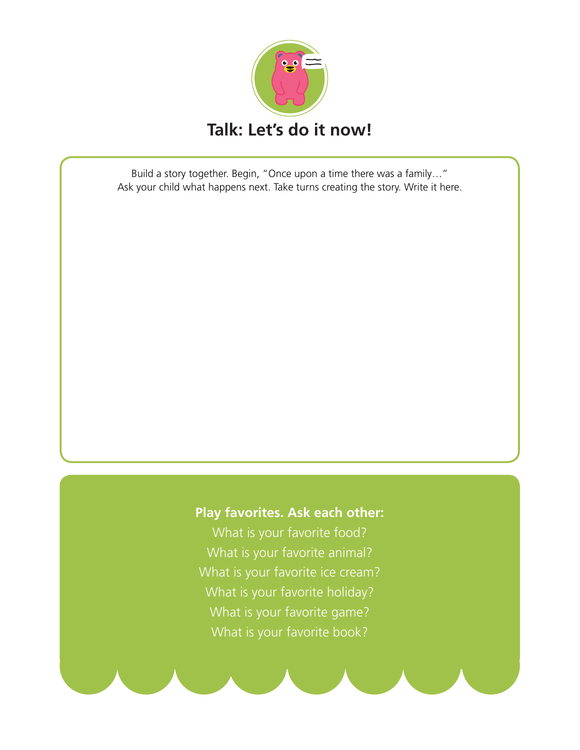# Talk: Let's do it now!

Build a story together. Begin, "Once upon a time there was a family…"
Ask your child what happens next. Take turns creating the story. Write it here.

**Play favorites. Ask each other:**

What is your favorite food?
What is your favorite animal?
What is your favorite ice cream?
What is your favorite holiday?
What is your favorite game?
What is your favorite book?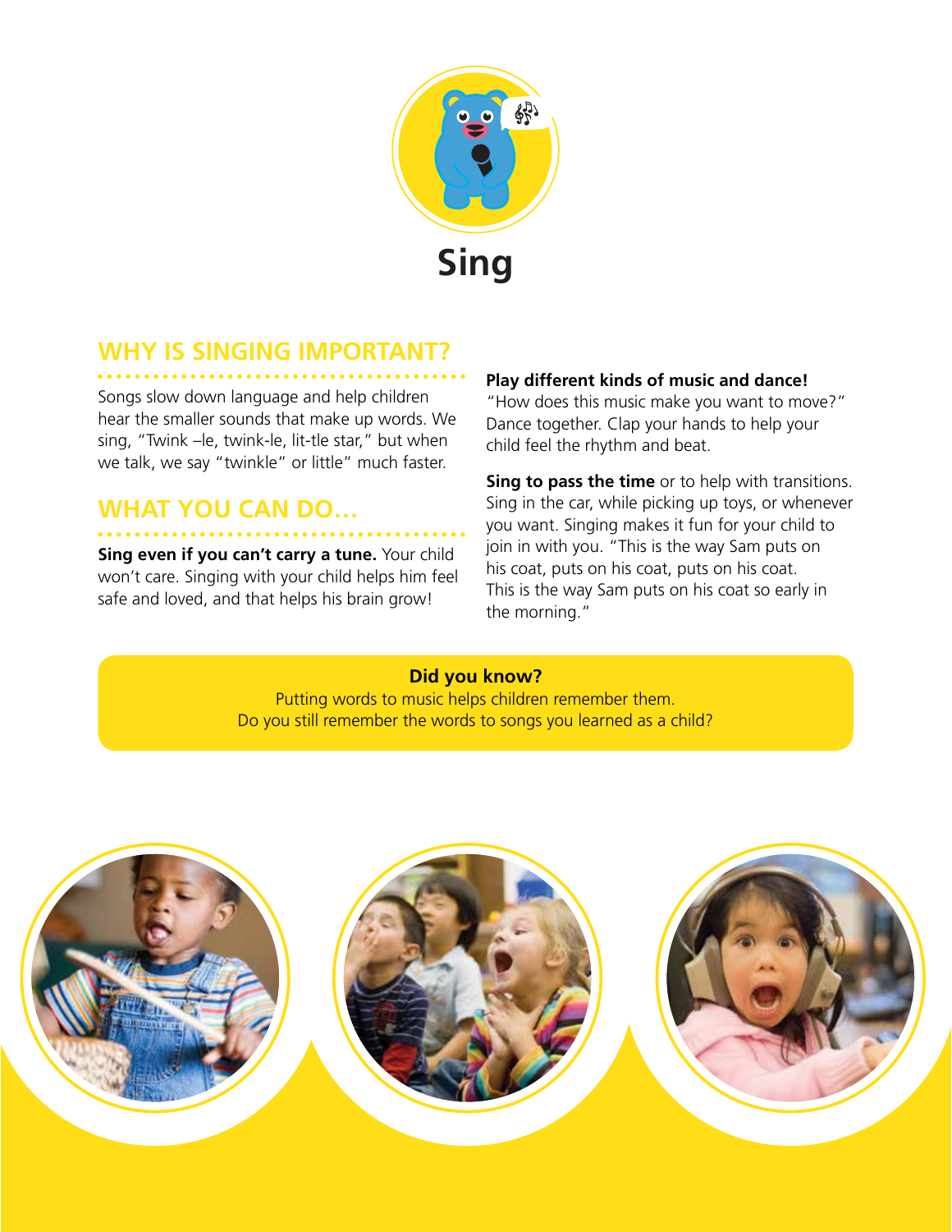# Sing

## WHY IS SINGING IMPORTANT?

Songs slow down language and help children hear the smaller sounds that make up words. We sing, "Twink –le, twink-le, lit-tle star," but when we talk, we say "twinkle" or little" much faster.

## WHAT YOU CAN DO...

**Sing even if you can't carry a tune.** Your child won't care. Singing with your child helps him feel safe and loved, and that helps his brain grow!

**Play different kinds of music and dance!** "How does this music make you want to move?" Dance together. Clap your hands to help your child feel the rhythm and beat.

**Sing to pass the time** or to help with transitions. Sing in the car, while picking up toys, or whenever you want. Singing makes it fun for your child to join in with you. "This is the way Sam puts on his coat, puts on his coat, puts on his coat. This is the way Sam puts on his coat so early in the morning."

**Did you know?**

Putting words to music helps children remember them. Do you still remember the words to songs you learned as a child?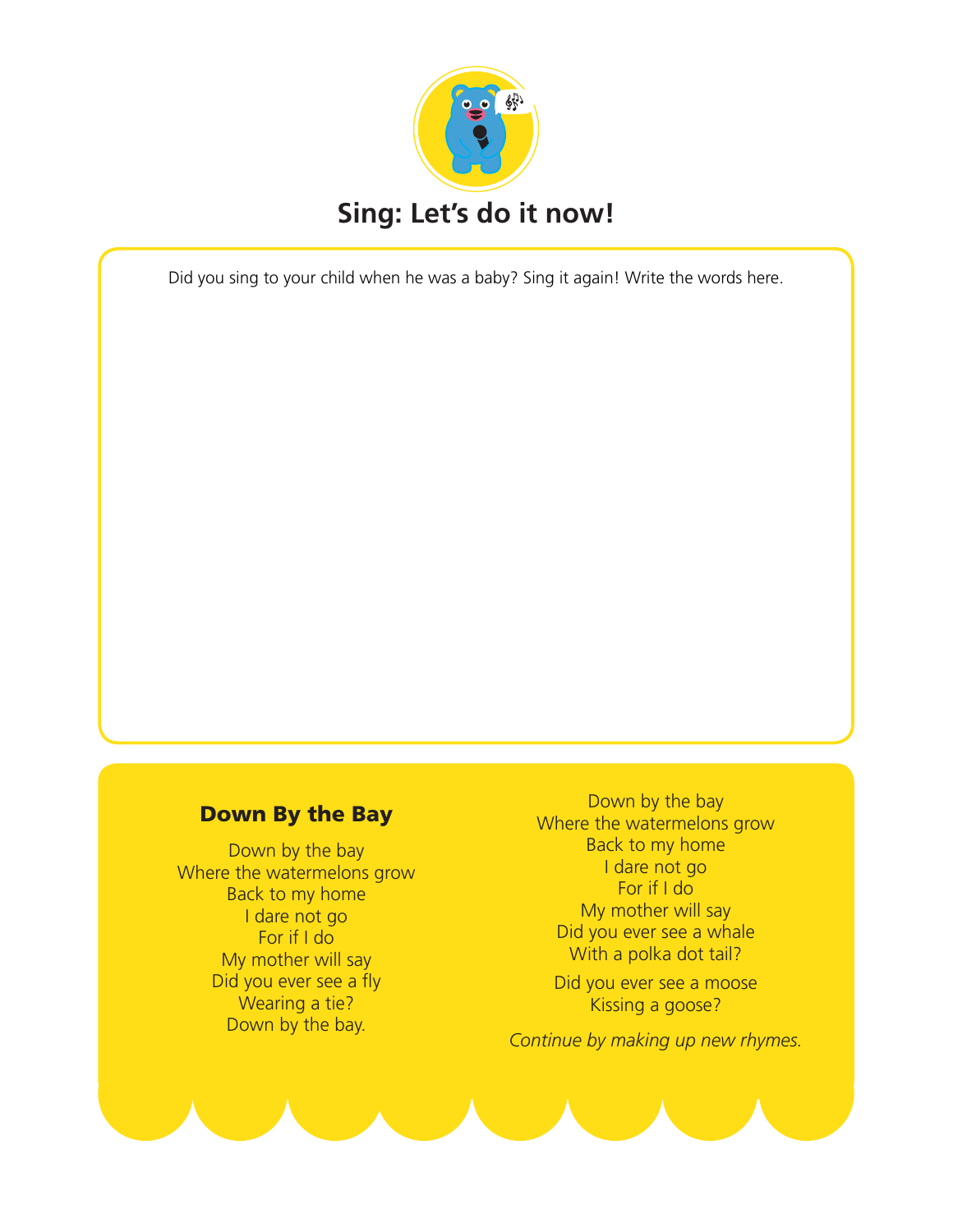# Sing: Let's do it now!

Did you sing to your child when he was a baby? Sing it again! Write the words here.

## Down By the Bay

Down by the bay  
Where the watermelons grow  
Back to my home  
I dare not go  
For if I do  
My mother will say  
Did you ever see a fly  
Wearing a tie?  
Down by the bay.

Down by the bay  
Where the watermelons grow  
Back to my home  
I dare not go  
For if I do  
My mother will say  
Did you ever see a whale  
With a polka dot tail?

Did you ever see a moose  
Kissing a goose?

*Continue by making up new rhymes.*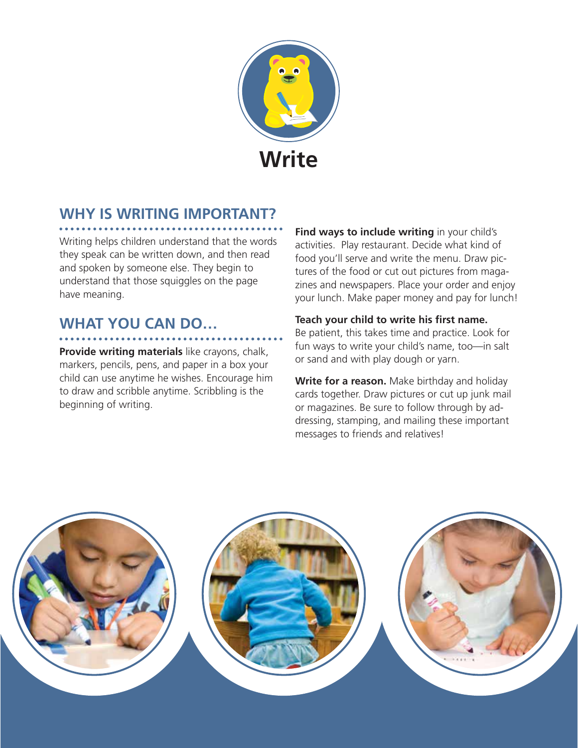# Write

## WHY IS WRITING IMPORTANT?

Writing helps children understand that the words they speak can be written down, and then read and spoken by someone else. They begin to understand that those squiggles on the page have meaning.

## WHAT YOU CAN DO…

**Provide writing materials** like crayons, chalk, markers, pencils, pens, and paper in a box your child can use anytime he wishes. Encourage him to draw and scribble anytime. Scribbling is the beginning of writing.

**Find ways to include writing** in your child's activities. Play restaurant. Decide what kind of food you'll serve and write the menu. Draw pictures of the food or cut out pictures from magazines and newspapers. Place your order and enjoy your lunch. Make paper money and pay for lunch!

**Teach your child to write his first name.** Be patient, this takes time and practice. Look for fun ways to write your child's name, too—in salt or sand and with play dough or yarn.

**Write for a reason.** Make birthday and holiday cards together. Draw pictures or cut up junk mail or magazines. Be sure to follow through by addressing, stamping, and mailing these important messages to friends and relatives!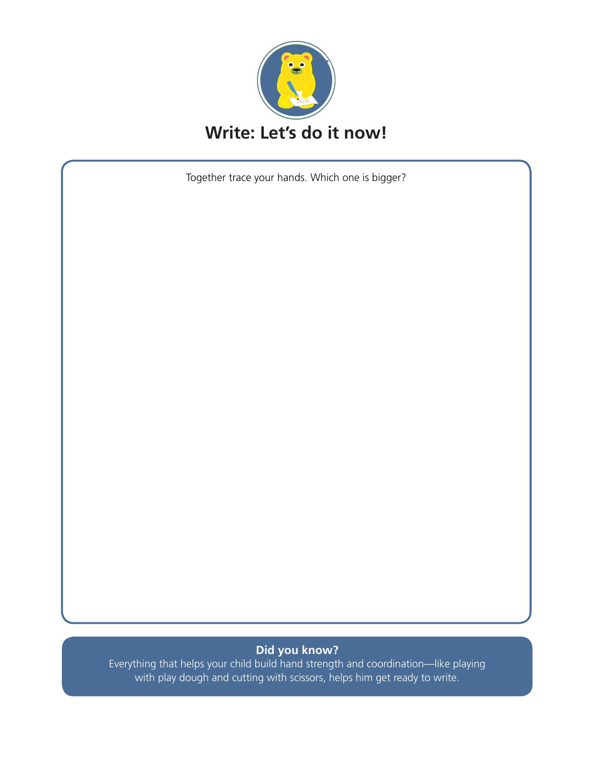# Write: Let's do it now!

Together trace your hands. Which one is bigger?

**Did you know?**

Everything that helps your child build hand strength and coordination—like playing with play dough and cutting with scissors, helps him get ready to write.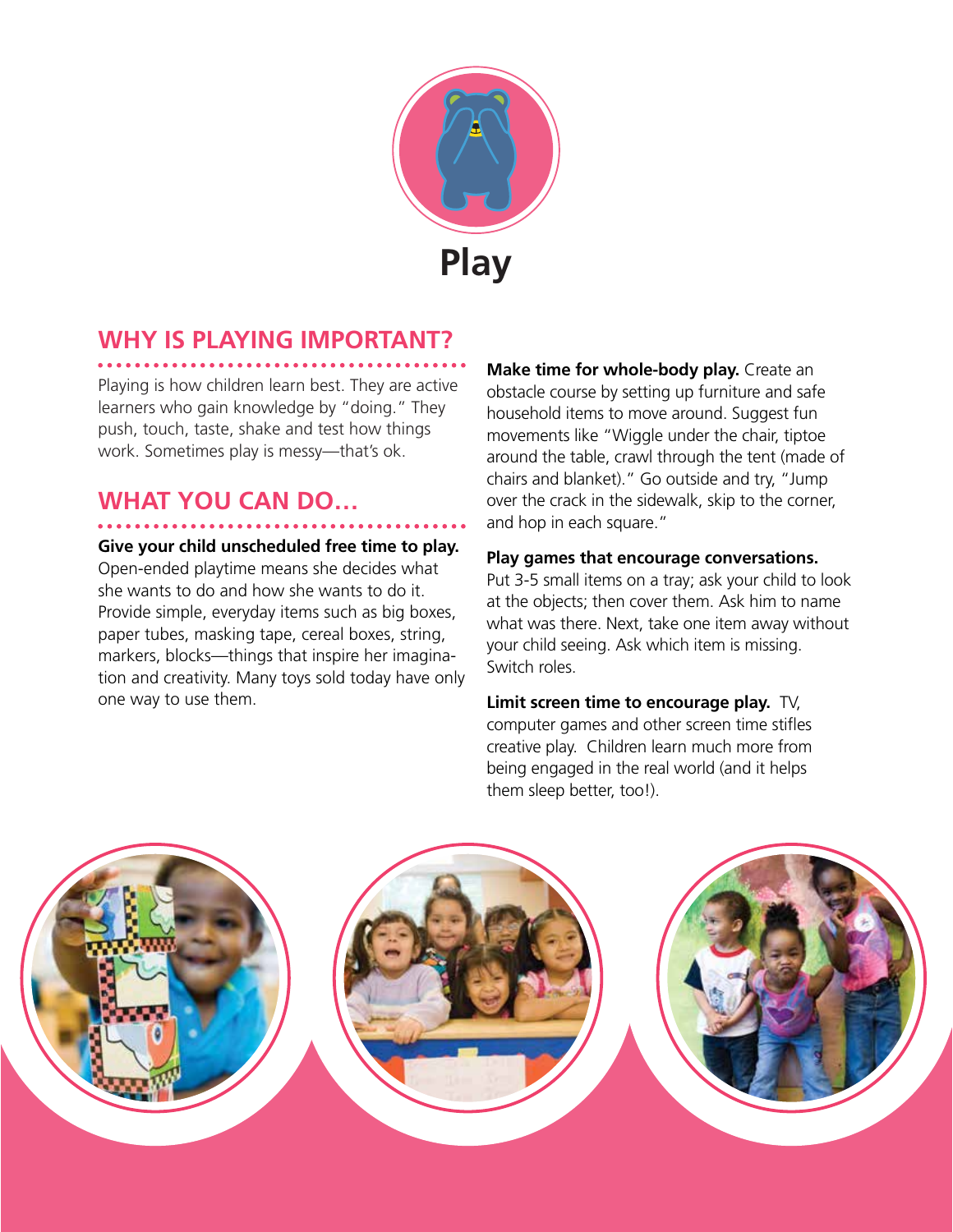# Play

## WHY IS PLAYING IMPORTANT?

Playing is how children learn best. They are active learners who gain knowledge by "doing." They push, touch, taste, shake and test how things work. Sometimes play is messy—that's ok.

## WHAT YOU CAN DO...

**Give your child unscheduled free time to play.** Open-ended playtime means she decides what she wants to do and how she wants to do it. Provide simple, everyday items such as big boxes, paper tubes, masking tape, cereal boxes, string, markers, blocks—things that inspire her imagination and creativity. Many toys sold today have only one way to use them.

**Make time for whole-body play.** Create an obstacle course by setting up furniture and safe household items to move around. Suggest fun movements like "Wiggle under the chair, tiptoe around the table, crawl through the tent (made of chairs and blanket)." Go outside and try, "Jump over the crack in the sidewalk, skip to the corner, and hop in each square."

**Play games that encourage conversations.** Put 3-5 small items on a tray; ask your child to look at the objects; then cover them. Ask him to name what was there. Next, take one item away without your child seeing. Ask which item is missing. Switch roles.

**Limit screen time to encourage play.** TV, computer games and other screen time stifles creative play. Children learn much more from being engaged in the real world (and it helps them sleep better, too!).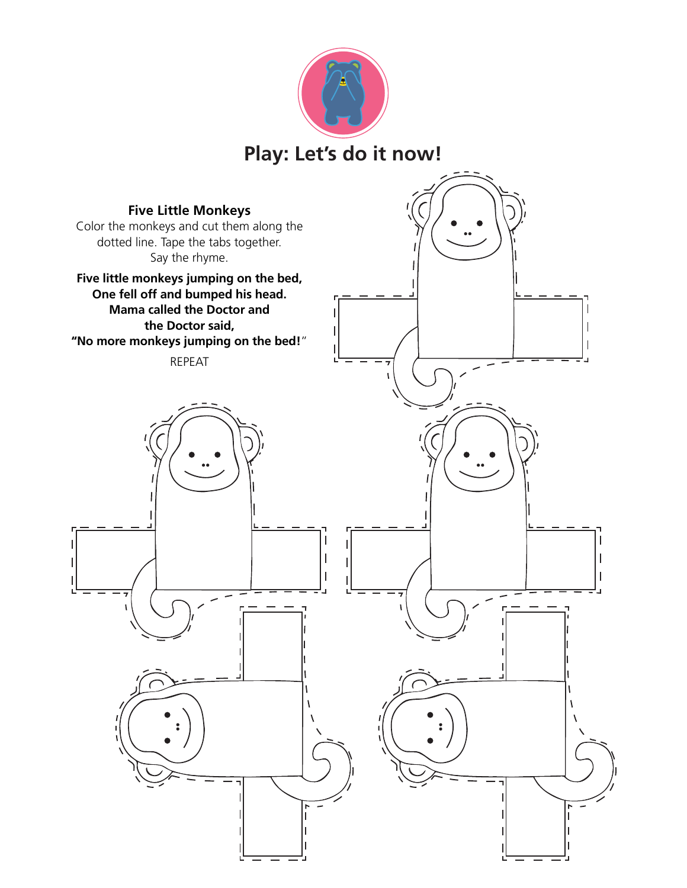## Play: Let's do it now!

### Five Little Monkeys

Color the monkeys and cut them along the dotted line. Tape the tabs together. Say the rhyme.

**Five little monkeys jumping on the bed,**
**One fell off and bumped his head.**
**Mama called the Doctor and**
**the Doctor said,**
**"No more monkeys jumping on the bed!"**

REPEAT